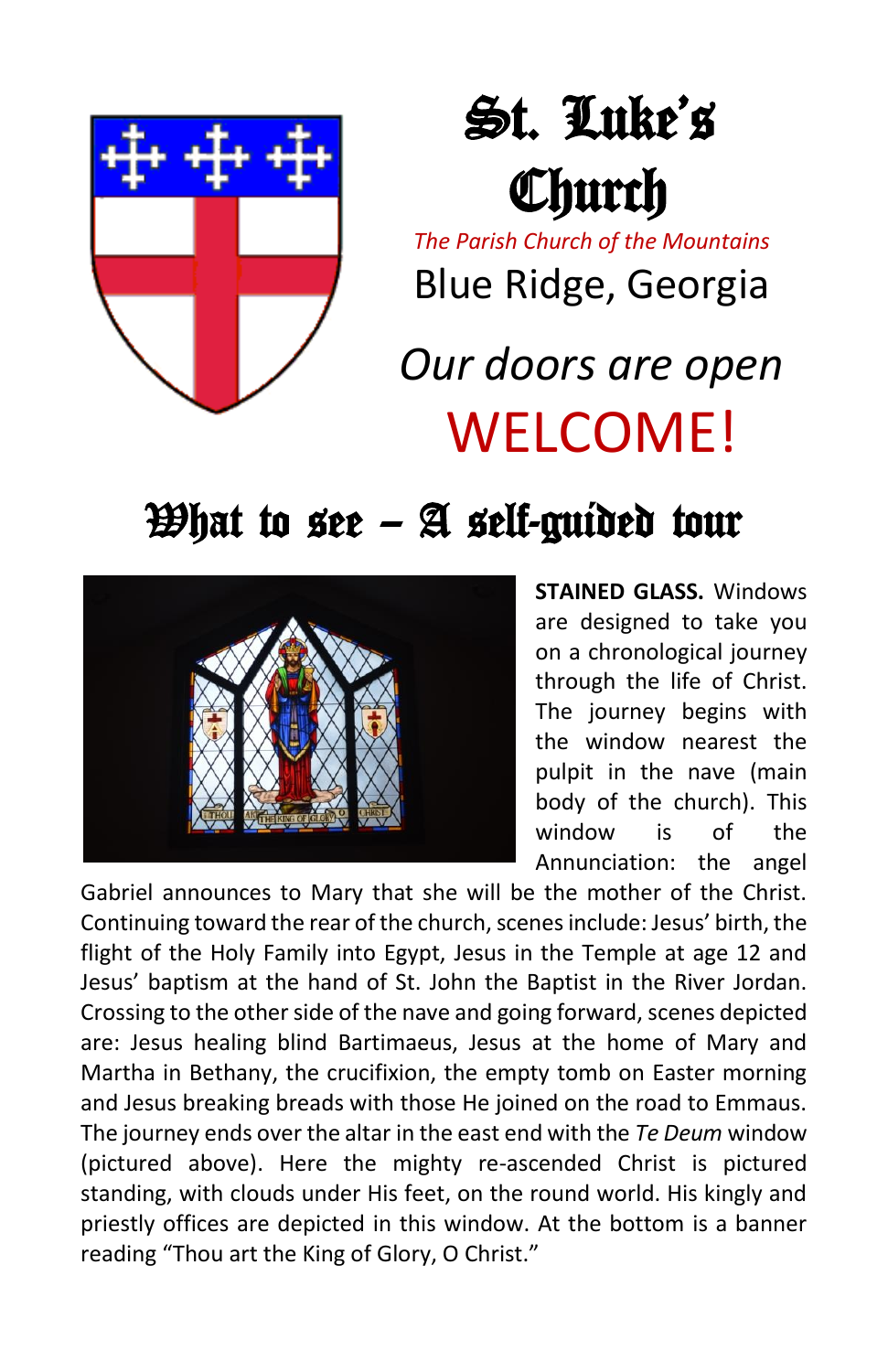# St. Luke's Church

*The Parish Church of the Mountains*

Blue Ridge, Georgia

*Our doors are open*

WELCOME!

## What to see – A self-guided tour

**STAINED GLASS.** Windows are designed to take you on a chronological journey through the life of Christ. The journey begins with the window nearest the pulpit in the nave (main body of the church). This window is of the Annunciation: the angel Gabriel announces to Mary that she will be the mother of the Christ. Continuing toward the rear of the church, scenes include: Jesus' birth, the flight of the Holy Family into Egypt, Jesus in the Temple at age 12 and Jesus' baptism at the hand of St. John the Baptist in the River Jordan. Crossing to the other side of the nave and going forward, scenes depicted are: Jesus healing blind Bartimaeus, Jesus at the home of Mary and Martha in Bethany, the crucifixion, the empty tomb on Easter morning and Jesus breaking breads with those He joined on the road to Emmaus. The journey ends over the altar in the east end with the *Te Deum* window (pictured above). Here the mighty re-ascended Christ is pictured standing, with clouds under His feet, on the round world. His kingly and priestly offices are depicted in this window. At the bottom is a banner reading "Thou art the King of Glory, O Christ."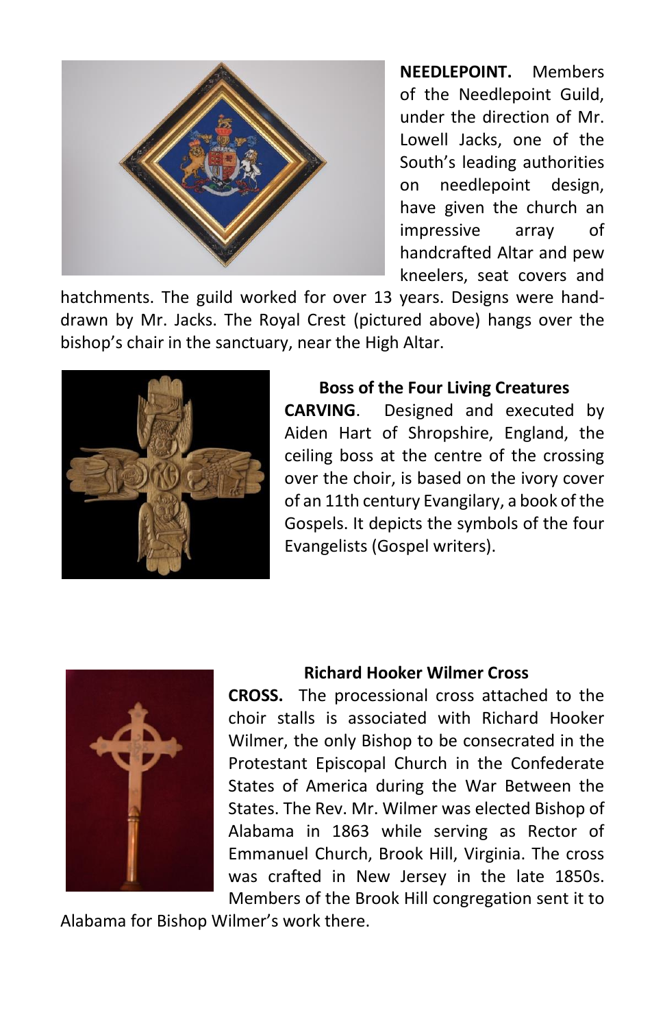**NEEDLEPOINT.** Members of the Needlepoint Guild, under the direction of Mr. Lowell Jacks, one of the South's leading authorities on needlepoint design, have given the church an impressive array of handcrafted Altar and pew kneelers, seat covers and hatchments. The guild worked for over 13 years. Designs were hand-drawn by Mr. Jacks. The Royal Crest (pictured above) hangs over the bishop's chair in the sanctuary, near the High Altar.

### Boss of the Four Living Creatures

**CARVING**. Designed and executed by Aiden Hart of Shropshire, England, the ceiling boss at the centre of the crossing over the choir, is based on the ivory cover of an 11th century Evangilary, a book of the Gospels. It depicts the symbols of the four Evangelists (Gospel writers).

### Richard Hooker Wilmer Cross

**CROSS.** The processional cross attached to the choir stalls is associated with Richard Hooker Wilmer, the only Bishop to be consecrated in the Protestant Episcopal Church in the Confederate States of America during the War Between the States. The Rev. Mr. Wilmer was elected Bishop of Alabama in 1863 while serving as Rector of Emmanuel Church, Brook Hill, Virginia. The cross was crafted in New Jersey in the late 1850s. Members of the Brook Hill congregation sent it to Alabama for Bishop Wilmer's work there.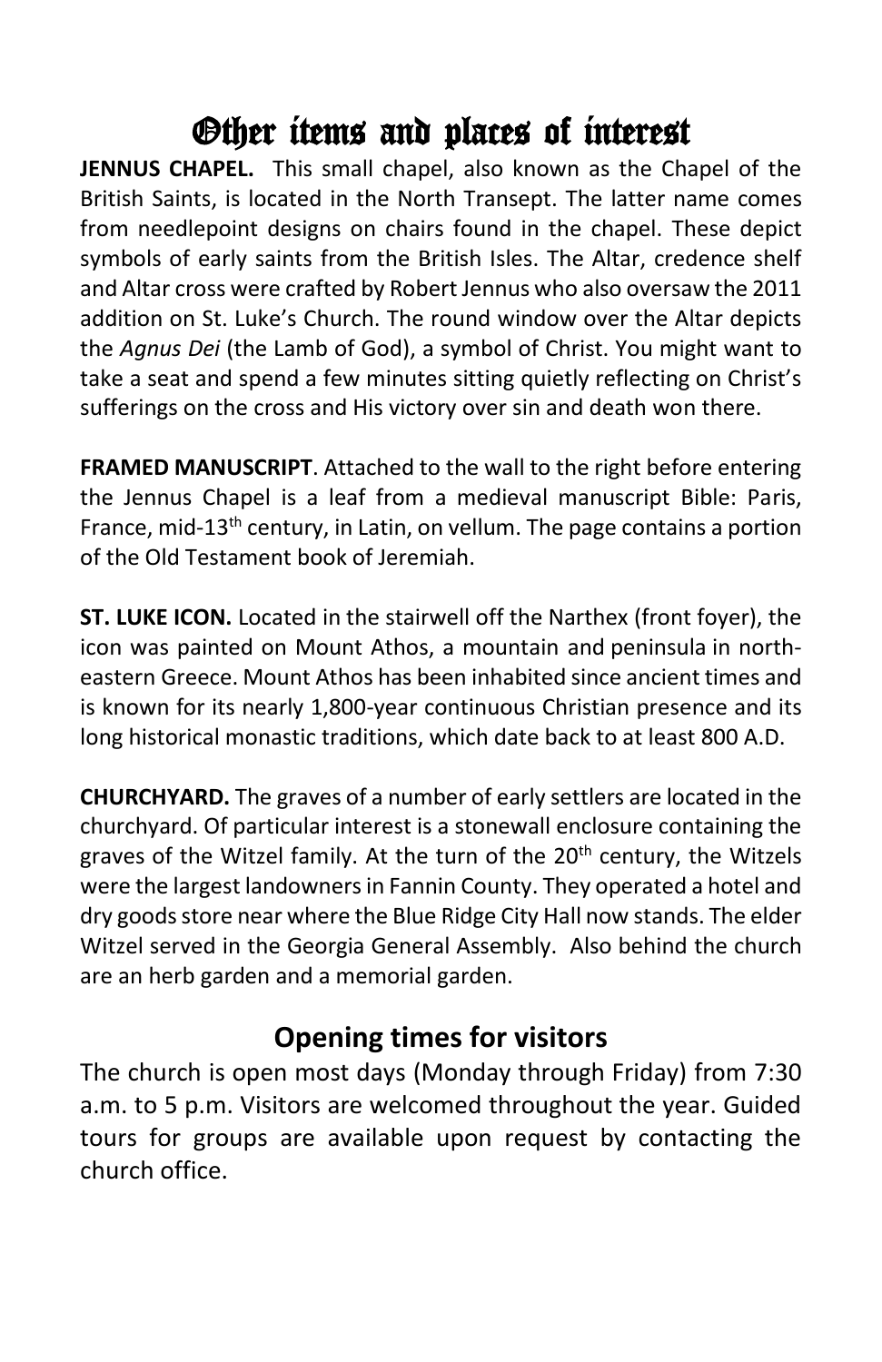# Other items and places of interest

**JENNUS CHAPEL.** This small chapel, also known as the Chapel of the British Saints, is located in the North Transept. The latter name comes from needlepoint designs on chairs found in the chapel. These depict symbols of early saints from the British Isles. The Altar, credence shelf and Altar cross were crafted by Robert Jennus who also oversaw the 2011 addition on St. Luke's Church. The round window over the Altar depicts the *Agnus Dei* (the Lamb of God), a symbol of Christ. You might want to take a seat and spend a few minutes sitting quietly reflecting on Christ's sufferings on the cross and His victory over sin and death won there.

**FRAMED MANUSCRIPT**. Attached to the wall to the right before entering the Jennus Chapel is a leaf from a medieval manuscript Bible: Paris, France, mid-13th century, in Latin, on vellum. The page contains a portion of the Old Testament book of Jeremiah.

**ST. LUKE ICON.** Located in the stairwell off the Narthex (front foyer), the icon was painted on Mount Athos, a mountain and peninsula in north-eastern Greece. Mount Athos has been inhabited since ancient times and is known for its nearly 1,800-year continuous Christian presence and its long historical monastic traditions, which date back to at least 800 A.D.

**CHURCHYARD.** The graves of a number of early settlers are located in the churchyard. Of particular interest is a stonewall enclosure containing the graves of the Witzel family. At the turn of the 20th century, the Witzels were the largest landowners in Fannin County. They operated a hotel and dry goods store near where the Blue Ridge City Hall now stands. The elder Witzel served in the Georgia General Assembly. Also behind the church are an herb garden and a memorial garden.

## Opening times for visitors

The church is open most days (Monday through Friday) from 7:30 a.m. to 5 p.m. Visitors are welcomed throughout the year. Guided tours for groups are available upon request by contacting the church office.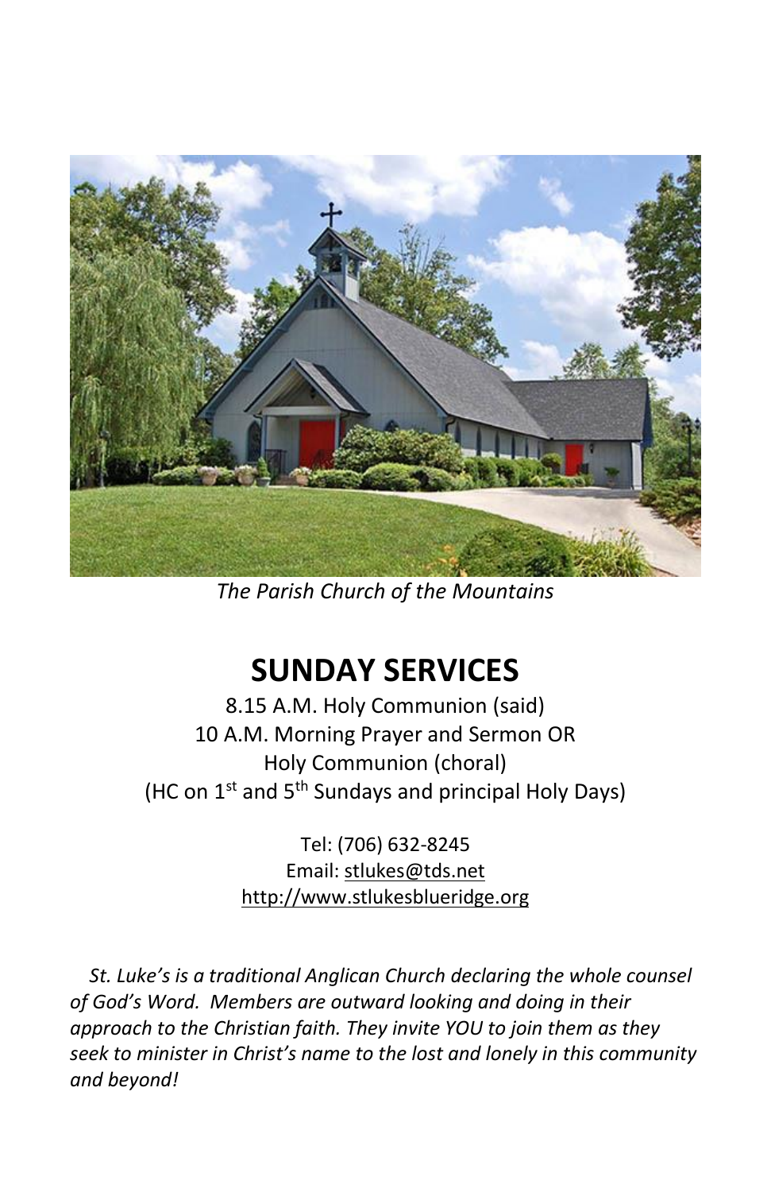*The Parish Church of the Mountains*

# SUNDAY SERVICES

8.15 A.M. Holy Communion (said)
10 A.M. Morning Prayer and Sermon OR
Holy Communion (choral)
(HC on 1st and 5th Sundays and principal Holy Days)

Tel: (706) 632-8245
Email: stlukes@tds.net
http://www.stlukesblueridge.org

*St. Luke's is a traditional Anglican Church declaring the whole counsel of God's Word. Members are outward looking and doing in their approach to the Christian faith. They invite YOU to join them as they seek to minister in Christ's name to the lost and lonely in this community and beyond!*